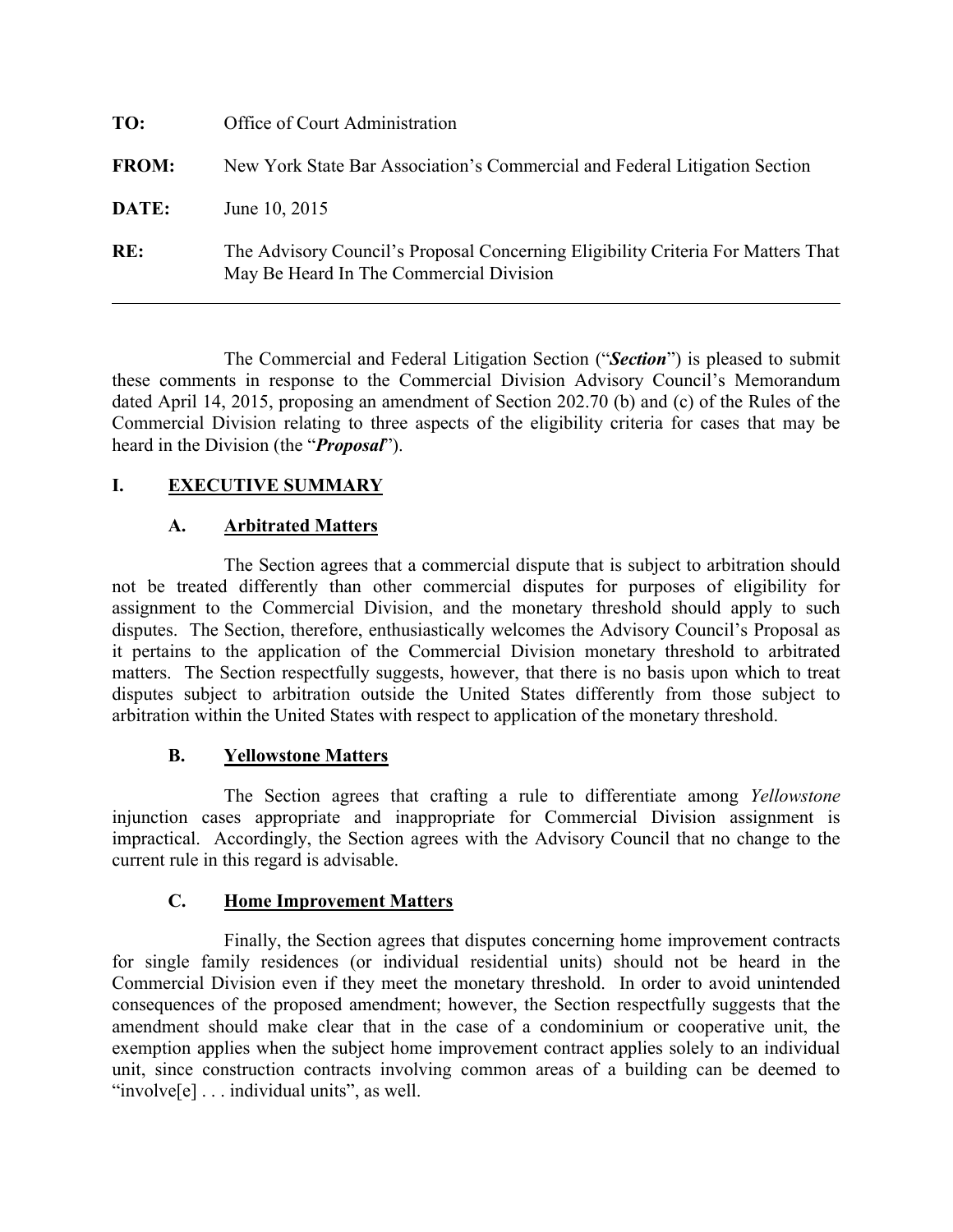**TO:** Office of Court Administration

**FROM:** New York State Bar Association's Commercial and Federal Litigation Section

**DATE:** June 10, 2015

**RE:** The Advisory Council's Proposal Concerning Eligibility Criteria For Matters That May Be Heard In The Commercial Division

---

The Commercial and Federal Litigation Section ("***Section***") is pleased to submit these comments in response to the Commercial Division Advisory Council's Memorandum dated April 14, 2015, proposing an amendment of Section 202.70 (b) and (c) of the Rules of the Commercial Division relating to three aspects of the eligibility criteria for cases that may be heard in the Division (the "***Proposal***").

## I. EXECUTIVE SUMMARY

### A. Arbitrated Matters

The Section agrees that a commercial dispute that is subject to arbitration should not be treated differently than other commercial disputes for purposes of eligibility for assignment to the Commercial Division, and the monetary threshold should apply to such disputes. The Section, therefore, enthusiastically welcomes the Advisory Council's Proposal as it pertains to the application of the Commercial Division monetary threshold to arbitrated matters. The Section respectfully suggests, however, that there is no basis upon which to treat disputes subject to arbitration outside the United States differently from those subject to arbitration within the United States with respect to application of the monetary threshold.

### B. Yellowstone Matters

The Section agrees that crafting a rule to differentiate among *Yellowstone* injunction cases appropriate and inappropriate for Commercial Division assignment is impractical. Accordingly, the Section agrees with the Advisory Council that no change to the current rule in this regard is advisable.

### C. Home Improvement Matters

Finally, the Section agrees that disputes concerning home improvement contracts for single family residences (or individual residential units) should not be heard in the Commercial Division even if they meet the monetary threshold. In order to avoid unintended consequences of the proposed amendment; however, the Section respectfully suggests that the amendment should make clear that in the case of a condominium or cooperative unit, the exemption applies when the subject home improvement contract applies solely to an individual unit, since construction contracts involving common areas of a building can be deemed to "involve[e] . . . individual units", as well.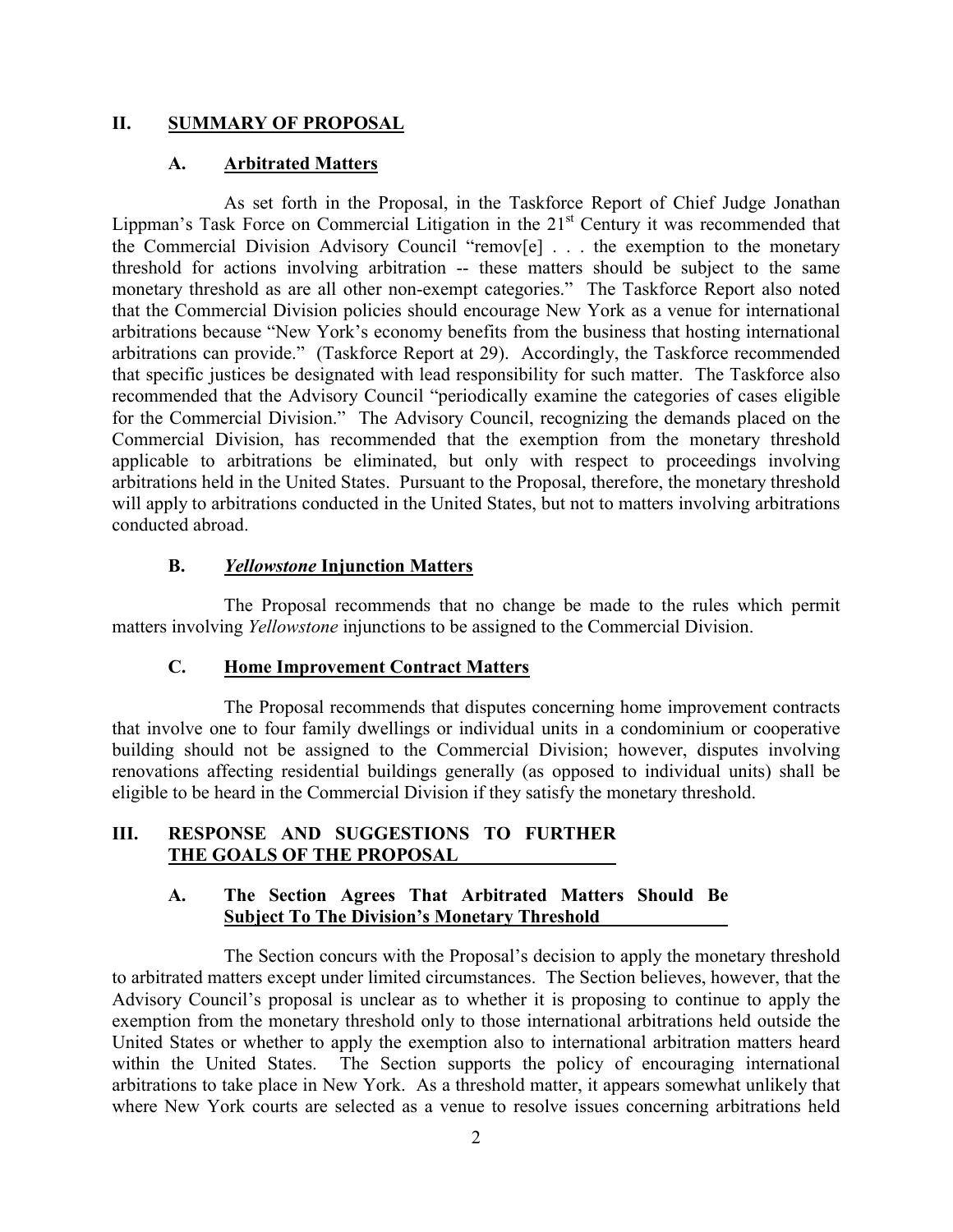## II. SUMMARY OF PROPOSAL

### A. Arbitrated Matters

As set forth in the Proposal, in the Taskforce Report of Chief Judge Jonathan Lippman's Task Force on Commercial Litigation in the 21st Century it was recommended that the Commercial Division Advisory Council "remov[e] . . . the exemption to the monetary threshold for actions involving arbitration -- these matters should be subject to the same monetary threshold as are all other non-exempt categories." The Taskforce Report also noted that the Commercial Division policies should encourage New York as a venue for international arbitrations because "New York's economy benefits from the business that hosting international arbitrations can provide." (Taskforce Report at 29). Accordingly, the Taskforce recommended that specific justices be designated with lead responsibility for such matter. The Taskforce also recommended that the Advisory Council "periodically examine the categories of cases eligible for the Commercial Division." The Advisory Council, recognizing the demands placed on the Commercial Division, has recommended that the exemption from the monetary threshold applicable to arbitrations be eliminated, but only with respect to proceedings involving arbitrations held in the United States. Pursuant to the Proposal, therefore, the monetary threshold will apply to arbitrations conducted in the United States, but not to matters involving arbitrations conducted abroad.

### B. *Yellowstone* Injunction Matters

The Proposal recommends that no change be made to the rules which permit matters involving *Yellowstone* injunctions to be assigned to the Commercial Division.

### C. Home Improvement Contract Matters

The Proposal recommends that disputes concerning home improvement contracts that involve one to four family dwellings or individual units in a condominium or cooperative building should not be assigned to the Commercial Division; however, disputes involving renovations affecting residential buildings generally (as opposed to individual units) shall be eligible to be heard in the Commercial Division if they satisfy the monetary threshold.

## III. RESPONSE AND SUGGESTIONS TO FURTHER THE GOALS OF THE PROPOSAL

### A. The Section Agrees That Arbitrated Matters Should Be Subject To The Division's Monetary Threshold

The Section concurs with the Proposal's decision to apply the monetary threshold to arbitrated matters except under limited circumstances. The Section believes, however, that the Advisory Council's proposal is unclear as to whether it is proposing to continue to apply the exemption from the monetary threshold only to those international arbitrations held outside the United States or whether to apply the exemption also to international arbitration matters heard within the United States. The Section supports the policy of encouraging international arbitrations to take place in New York. As a threshold matter, it appears somewhat unlikely that where New York courts are selected as a venue to resolve issues concerning arbitrations held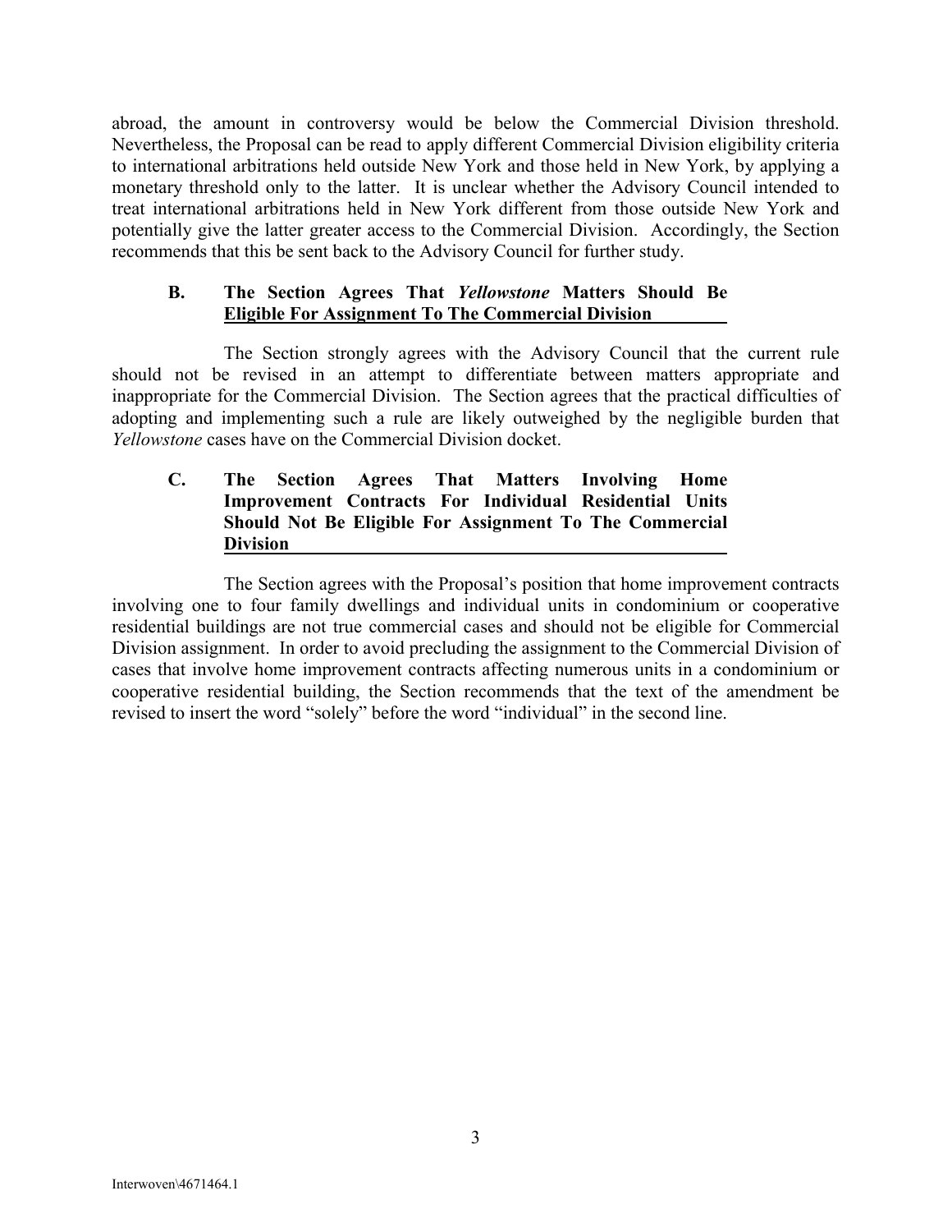abroad, the amount in controversy would be below the Commercial Division threshold. Nevertheless, the Proposal can be read to apply different Commercial Division eligibility criteria to international arbitrations held outside New York and those held in New York, by applying a monetary threshold only to the latter. It is unclear whether the Advisory Council intended to treat international arbitrations held in New York different from those outside New York and potentially give the latter greater access to the Commercial Division. Accordingly, the Section recommends that this be sent back to the Advisory Council for further study.

### B. The Section Agrees That *Yellowstone* Matters Should Be Eligible For Assignment To The Commercial Division

The Section strongly agrees with the Advisory Council that the current rule should not be revised in an attempt to differentiate between matters appropriate and inappropriate for the Commercial Division. The Section agrees that the practical difficulties of adopting and implementing such a rule are likely outweighed by the negligible burden that *Yellowstone* cases have on the Commercial Division docket.

### C. The Section Agrees That Matters Involving Home Improvement Contracts For Individual Residential Units Should Not Be Eligible For Assignment To The Commercial Division

The Section agrees with the Proposal's position that home improvement contracts involving one to four family dwellings and individual units in condominium or cooperative residential buildings are not true commercial cases and should not be eligible for Commercial Division assignment. In order to avoid precluding the assignment to the Commercial Division of cases that involve home improvement contracts affecting numerous units in a condominium or cooperative residential building, the Section recommends that the text of the amendment be revised to insert the word "solely" before the word "individual" in the second line.

Interwoven\4671464.1